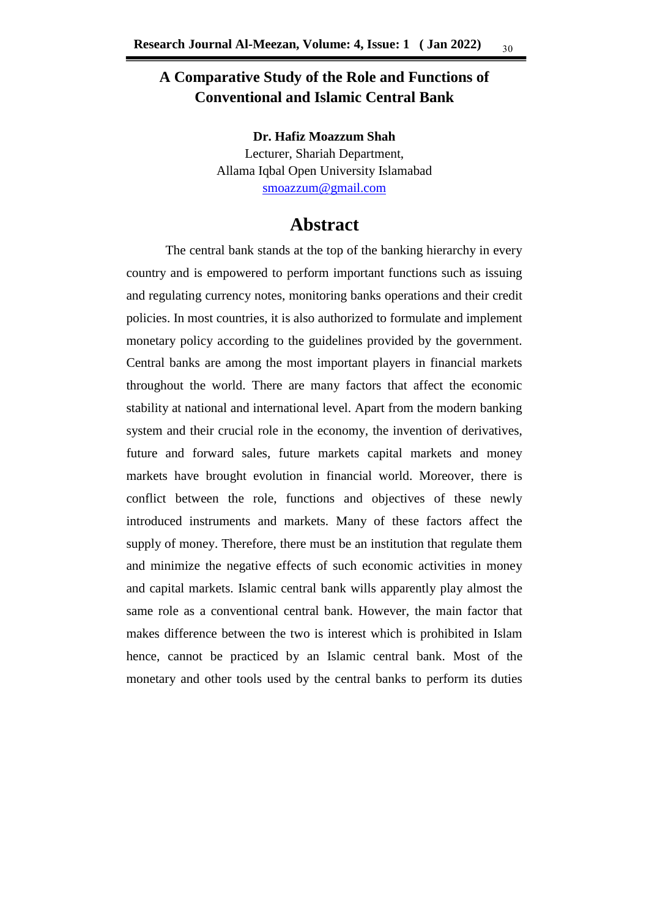# A Comparative Study of the Role and Functions of Conventional and Islamic Central Bank

**Dr. Hafiz Moazzum Shah**
Lecturer, Shariah Department,
Allama Iqbal Open University Islamabad
smoazzum@gmail.com

## Abstract

The central bank stands at the top of the banking hierarchy in every country and is empowered to perform important functions such as issuing and regulating currency notes, monitoring banks operations and their credit policies. In most countries, it is also authorized to formulate and implement monetary policy according to the guidelines provided by the government. Central banks are among the most important players in financial markets throughout the world. There are many factors that affect the economic stability at national and international level. Apart from the modern banking system and their crucial role in the economy, the invention of derivatives, future and forward sales, future markets capital markets and money markets have brought evolution in financial world. Moreover, there is conflict between the role, functions and objectives of these newly introduced instruments and markets. Many of these factors affect the supply of money. Therefore, there must be an institution that regulate them and minimize the negative effects of such economic activities in money and capital markets. Islamic central bank wills apparently play almost the same role as a conventional central bank. However, the main factor that makes difference between the two is interest which is prohibited in Islam hence, cannot be practiced by an Islamic central bank. Most of the monetary and other tools used by the central banks to perform its duties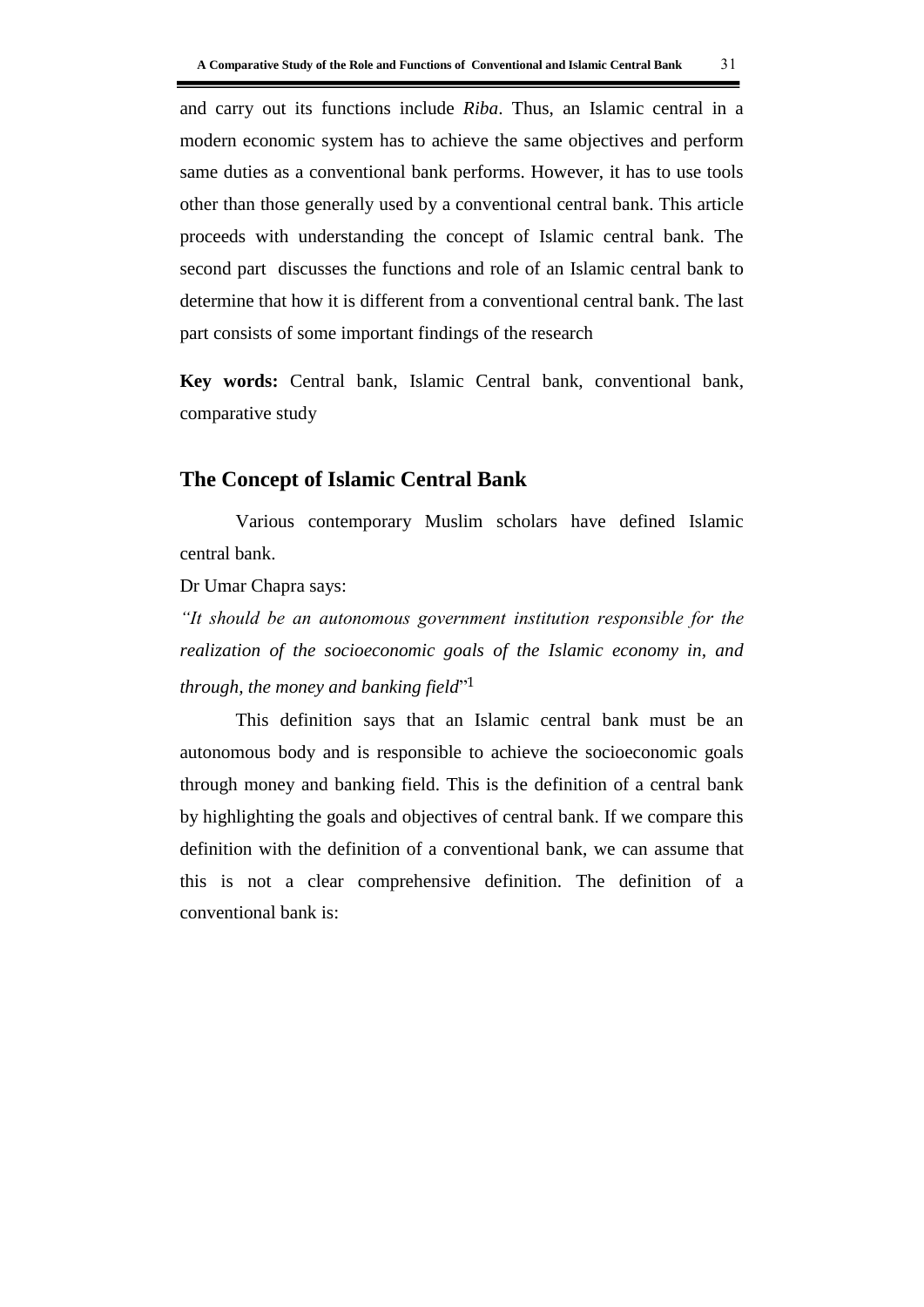and carry out its functions include *Riba*. Thus, an Islamic central in a modern economic system has to achieve the same objectives and perform same duties as a conventional bank performs. However, it has to use tools other than those generally used by a conventional central bank. This article proceeds with understanding the concept of Islamic central bank. The second part discusses the functions and role of an Islamic central bank to determine that how it is different from a conventional central bank. The last part consists of some important findings of the research

**Key words:** Central bank, Islamic Central bank, conventional bank, comparative study

## The Concept of Islamic Central Bank

Various contemporary Muslim scholars have defined Islamic central bank.

Dr Umar Chapra says:

*"It should be an autonomous government institution responsible for the realization of the socioeconomic goals of the Islamic economy in, and through, the money and banking field*"[1]

This definition says that an Islamic central bank must be an autonomous body and is responsible to achieve the socioeconomic goals through money and banking field. This is the definition of a central bank by highlighting the goals and objectives of central bank. If we compare this definition with the definition of a conventional bank, we can assume that this is not a clear comprehensive definition. The definition of a conventional bank is: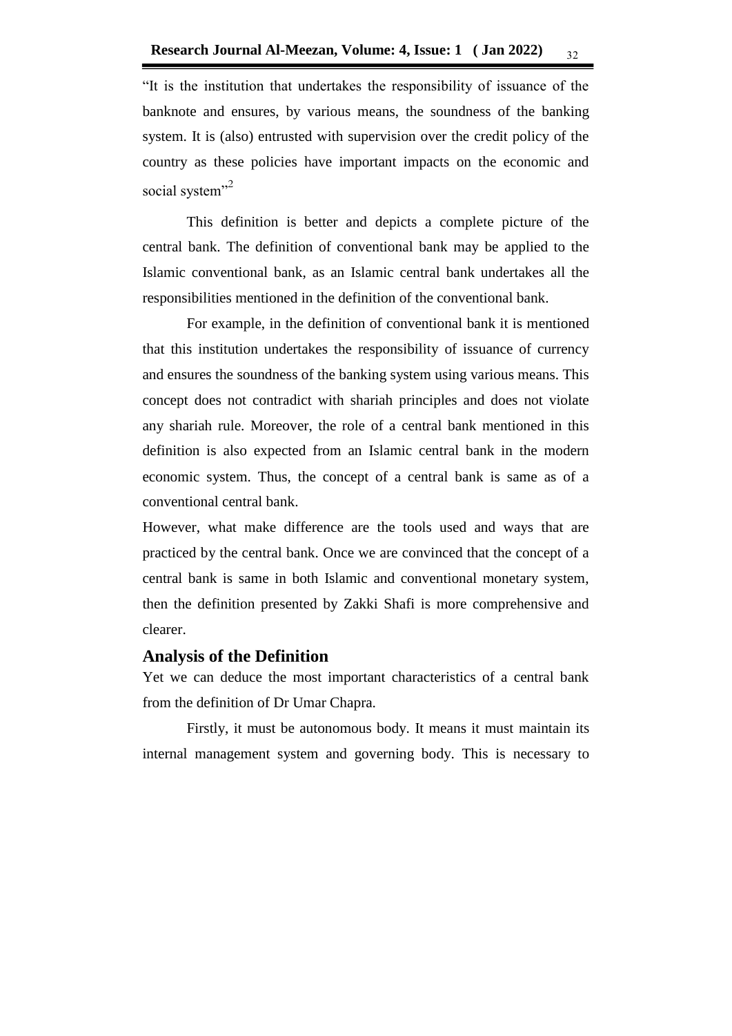"It is the institution that undertakes the responsibility of issuance of the banknote and ensures, by various means, the soundness of the banking system. It is (also) entrusted with supervision over the credit policy of the country as these policies have important impacts on the economic and social system"[2]

This definition is better and depicts a complete picture of the central bank. The definition of conventional bank may be applied to the Islamic conventional bank, as an Islamic central bank undertakes all the responsibilities mentioned in the definition of the conventional bank.

For example, in the definition of conventional bank it is mentioned that this institution undertakes the responsibility of issuance of currency and ensures the soundness of the banking system using various means. This concept does not contradict with shariah principles and does not violate any shariah rule. Moreover, the role of a central bank mentioned in this definition is also expected from an Islamic central bank in the modern economic system. Thus, the concept of a central bank is same as of a conventional central bank.

However, what make difference are the tools used and ways that are practiced by the central bank. Once we are convinced that the concept of a central bank is same in both Islamic and conventional monetary system, then the definition presented by Zakki Shafi is more comprehensive and clearer.

## Analysis of the Definition

Yet we can deduce the most important characteristics of a central bank from the definition of Dr Umar Chapra.

Firstly, it must be autonomous body. It means it must maintain its internal management system and governing body. This is necessary to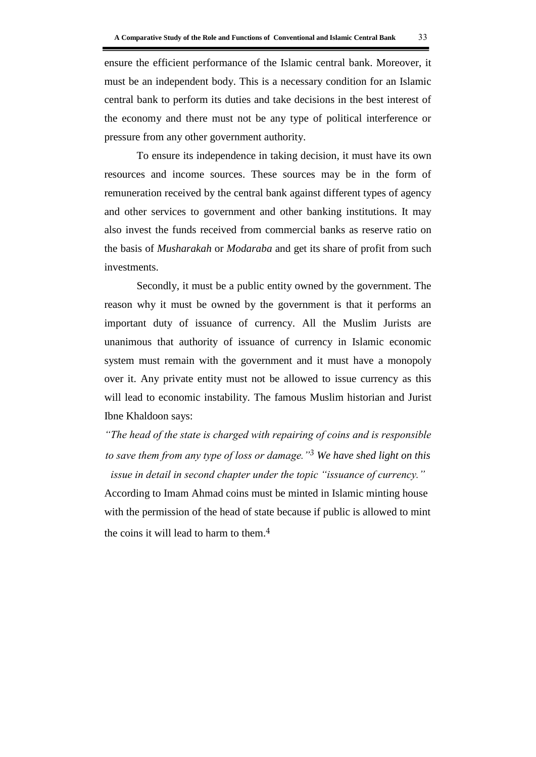ensure the efficient performance of the Islamic central bank. Moreover, it must be an independent body. This is a necessary condition for an Islamic central bank to perform its duties and take decisions in the best interest of the economy and there must not be any type of political interference or pressure from any other government authority.

To ensure its independence in taking decision, it must have its own resources and income sources. These sources may be in the form of remuneration received by the central bank against different types of agency and other services to government and other banking institutions. It may also invest the funds received from commercial banks as reserve ratio on the basis of *Musharakah* or *Modaraba* and get its share of profit from such investments.

Secondly, it must be a public entity owned by the government. The reason why it must be owned by the government is that it performs an important duty of issuance of currency. All the Muslim Jurists are unanimous that authority of issuance of currency in Islamic economic system must remain with the government and it must have a monopoly over it. Any private entity must not be allowed to issue currency as this will lead to economic instability. The famous Muslim historian and Jurist Ibne Khaldoon says:

*"The head of the state is charged with repairing of coins and is responsible to save them from any type of loss or damage."*[3] *We have shed light on this issue in detail in second chapter under the topic "issuance of currency."*

According to Imam Ahmad coins must be minted in Islamic minting house with the permission of the head of state because if public is allowed to mint the coins it will lead to harm to them.[4]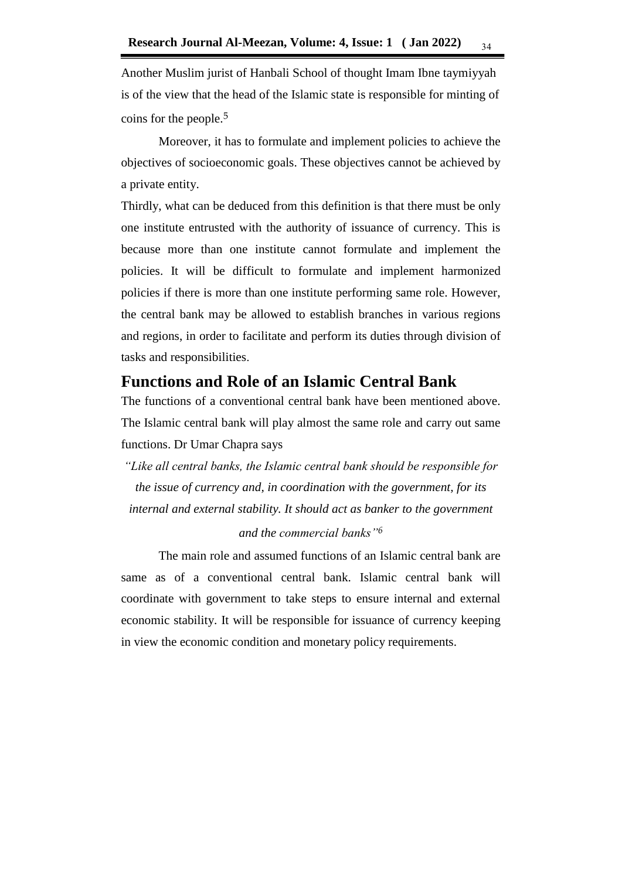Another Muslim jurist of Hanbali School of thought Imam Ibne taymiyyah is of the view that the head of the Islamic state is responsible for minting of coins for the people.[5]

Moreover, it has to formulate and implement policies to achieve the objectives of socioeconomic goals. These objectives cannot be achieved by a private entity.

Thirdly, what can be deduced from this definition is that there must be only one institute entrusted with the authority of issuance of currency. This is because more than one institute cannot formulate and implement the policies. It will be difficult to formulate and implement harmonized policies if there is more than one institute performing same role. However, the central bank may be allowed to establish branches in various regions and regions, in order to facilitate and perform its duties through division of tasks and responsibilities.

## Functions and Role of an Islamic Central Bank

The functions of a conventional central bank have been mentioned above. The Islamic central bank will play almost the same role and carry out same functions. Dr Umar Chapra says

*"Like all central banks, the Islamic central bank should be responsible for the issue of currency and, in coordination with the government, for its internal and external stability. It should act as banker to the government and the commercial banks"*[6]

The main role and assumed functions of an Islamic central bank are same as of a conventional central bank. Islamic central bank will coordinate with government to take steps to ensure internal and external economic stability. It will be responsible for issuance of currency keeping in view the economic condition and monetary policy requirements.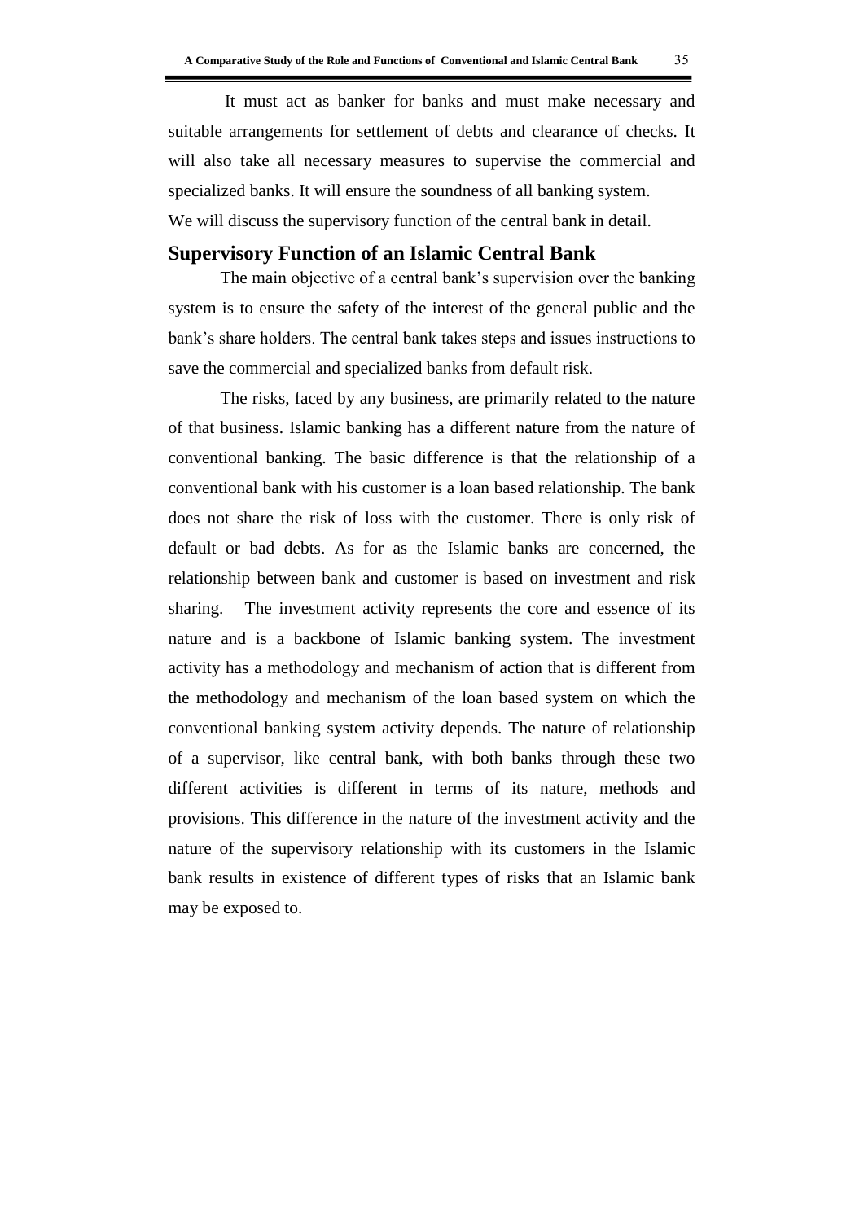It must act as banker for banks and must make necessary and suitable arrangements for settlement of debts and clearance of checks. It will also take all necessary measures to supervise the commercial and specialized banks. It will ensure the soundness of all banking system.

We will discuss the supervisory function of the central bank in detail.

## Supervisory Function of an Islamic Central Bank

The main objective of a central bank's supervision over the banking system is to ensure the safety of the interest of the general public and the bank's share holders. The central bank takes steps and issues instructions to save the commercial and specialized banks from default risk.

The risks, faced by any business, are primarily related to the nature of that business. Islamic banking has a different nature from the nature of conventional banking. The basic difference is that the relationship of a conventional bank with his customer is a loan based relationship. The bank does not share the risk of loss with the customer. There is only risk of default or bad debts. As for as the Islamic banks are concerned, the relationship between bank and customer is based on investment and risk sharing. The investment activity represents the core and essence of its nature and is a backbone of Islamic banking system. The investment activity has a methodology and mechanism of action that is different from the methodology and mechanism of the loan based system on which the conventional banking system activity depends. The nature of relationship of a supervisor, like central bank, with both banks through these two different activities is different in terms of its nature, methods and provisions. This difference in the nature of the investment activity and the nature of the supervisory relationship with its customers in the Islamic bank results in existence of different types of risks that an Islamic bank may be exposed to.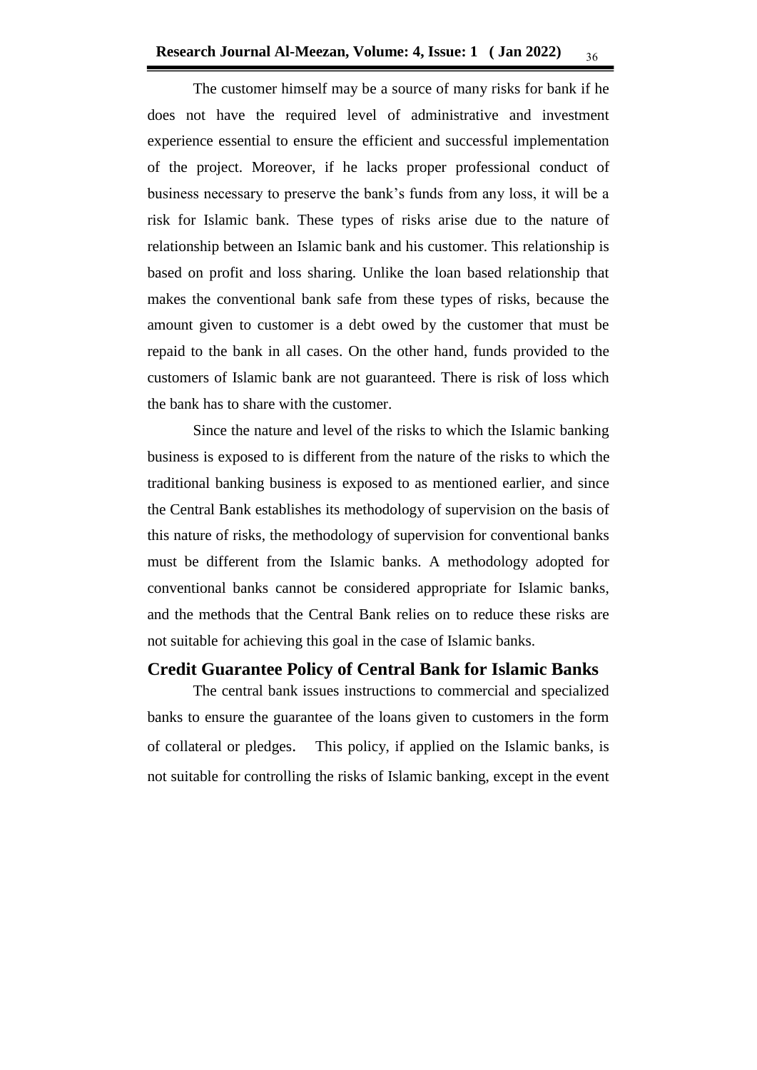The customer himself may be a source of many risks for bank if he does not have the required level of administrative and investment experience essential to ensure the efficient and successful implementation of the project. Moreover, if he lacks proper professional conduct of business necessary to preserve the bank's funds from any loss, it will be a risk for Islamic bank. These types of risks arise due to the nature of relationship between an Islamic bank and his customer. This relationship is based on profit and loss sharing. Unlike the loan based relationship that makes the conventional bank safe from these types of risks, because the amount given to customer is a debt owed by the customer that must be repaid to the bank in all cases. On the other hand, funds provided to the customers of Islamic bank are not guaranteed. There is risk of loss which the bank has to share with the customer.

Since the nature and level of the risks to which the Islamic banking business is exposed to is different from the nature of the risks to which the traditional banking business is exposed to as mentioned earlier, and since the Central Bank establishes its methodology of supervision on the basis of this nature of risks, the methodology of supervision for conventional banks must be different from the Islamic banks. A methodology adopted for conventional banks cannot be considered appropriate for Islamic banks, and the methods that the Central Bank relies on to reduce these risks are not suitable for achieving this goal in the case of Islamic banks.

## Credit Guarantee Policy of Central Bank for Islamic Banks

The central bank issues instructions to commercial and specialized banks to ensure the guarantee of the loans given to customers in the form of collateral or pledges. This policy, if applied on the Islamic banks, is not suitable for controlling the risks of Islamic banking, except in the event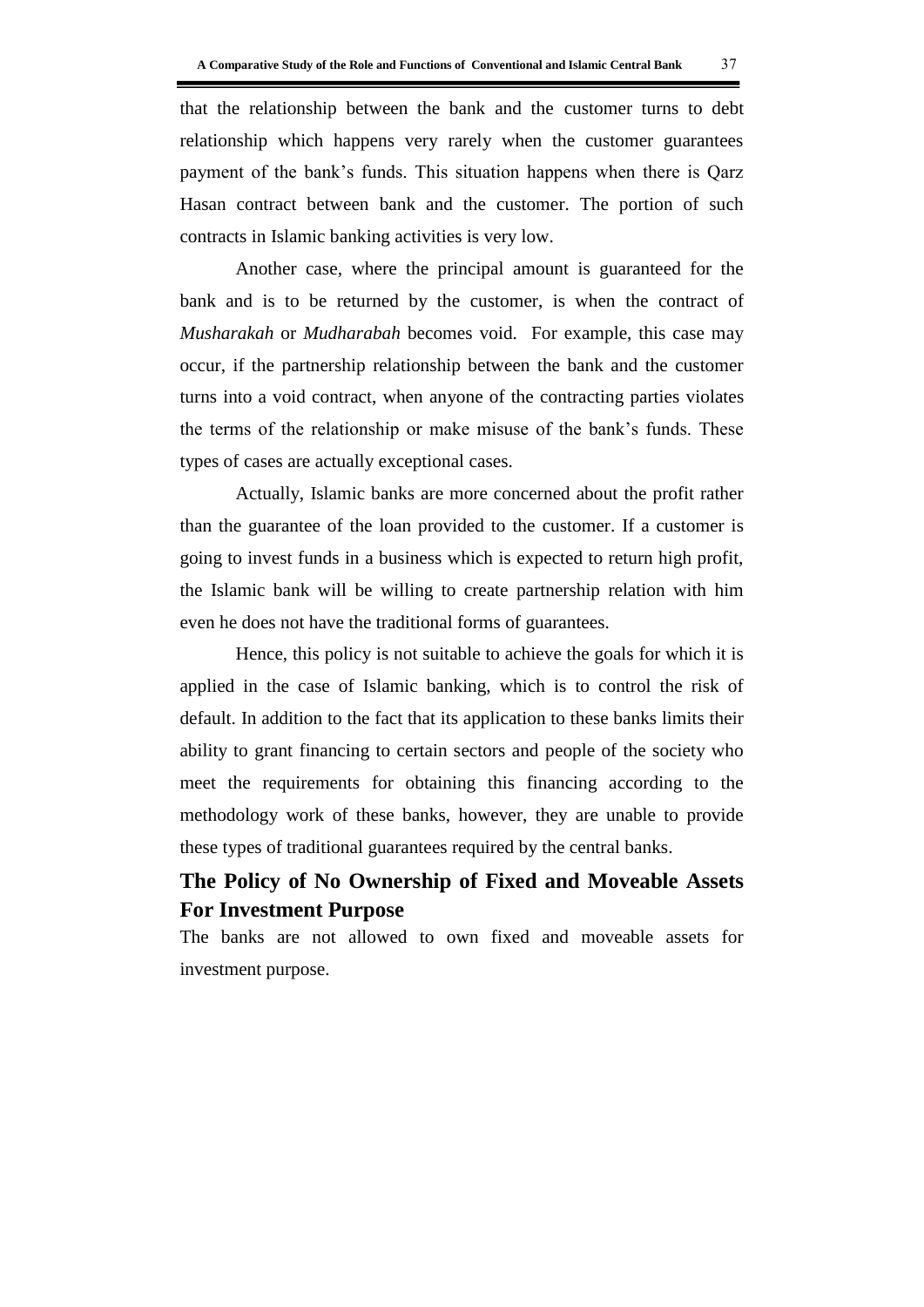that the relationship between the bank and the customer turns to debt relationship which happens very rarely when the customer guarantees payment of the bank's funds. This situation happens when there is Qarz Hasan contract between bank and the customer. The portion of such contracts in Islamic banking activities is very low.

Another case, where the principal amount is guaranteed for the bank and is to be returned by the customer, is when the contract of *Musharakah* or *Mudharabah* becomes void. For example, this case may occur, if the partnership relationship between the bank and the customer turns into a void contract, when anyone of the contracting parties violates the terms of the relationship or make misuse of the bank's funds. These types of cases are actually exceptional cases.

Actually, Islamic banks are more concerned about the profit rather than the guarantee of the loan provided to the customer. If a customer is going to invest funds in a business which is expected to return high profit, the Islamic bank will be willing to create partnership relation with him even he does not have the traditional forms of guarantees.

Hence, this policy is not suitable to achieve the goals for which it is applied in the case of Islamic banking, which is to control the risk of default. In addition to the fact that its application to these banks limits their ability to grant financing to certain sectors and people of the society who meet the requirements for obtaining this financing according to the methodology work of these banks, however, they are unable to provide these types of traditional guarantees required by the central banks.

## The Policy of No Ownership of Fixed and Moveable Assets For Investment Purpose

The banks are not allowed to own fixed and moveable assets for investment purpose.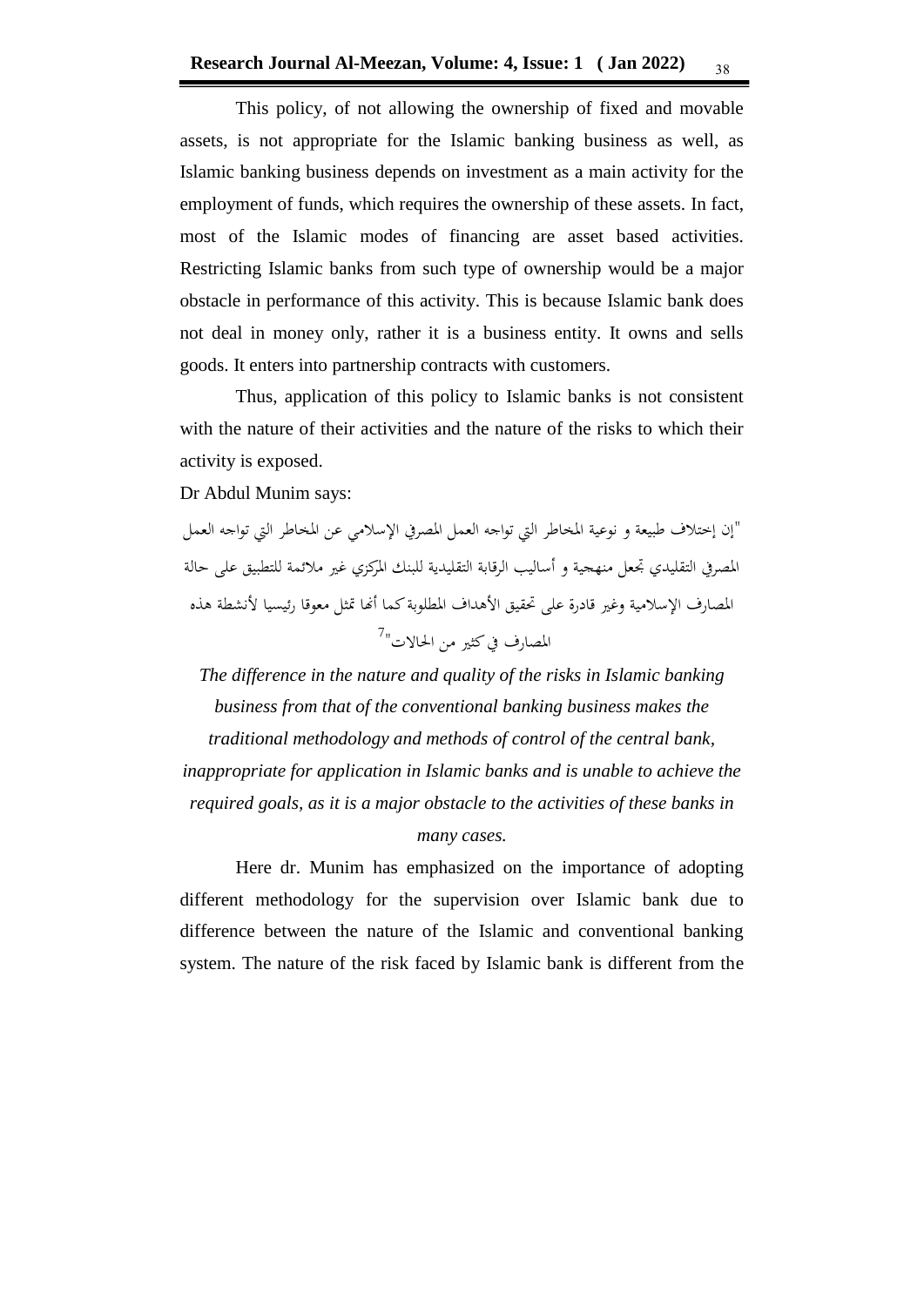This policy, of not allowing the ownership of fixed and movable assets, is not appropriate for the Islamic banking business as well, as Islamic banking business depends on investment as a main activity for the employment of funds, which requires the ownership of these assets. In fact, most of the Islamic modes of financing are asset based activities. Restricting Islamic banks from such type of ownership would be a major obstacle in performance of this activity. This is because Islamic bank does not deal in money only, rather it is a business entity. It owns and sells goods. It enters into partnership contracts with customers.

Thus, application of this policy to Islamic banks is not consistent with the nature of their activities and the nature of the risks to which their activity is exposed.

Dr Abdul Munim says:

"إن إختلاف طبيعة و نوعية المخاطر التي تواجه العمل المصرفي الإسلامي عن المخاطر التي تواجه العمل المصرفي التقليدي تجعل منهجية و أساليب الرقابة التقليدية للبنك المركزي غير ملائمة للتطبيق على حالة المصارف الإسلامية وغير قادرة على تحقيق الأهداف المطلوبة كما أنها تمثل معوقا رئيسيا لأنشطة هذه المصارف في كثير من الحالات"[7]

*The difference in the nature and quality of the risks in Islamic banking business from that of the conventional banking business makes the traditional methodology and methods of control of the central bank, inappropriate for application in Islamic banks and is unable to achieve the required goals, as it is a major obstacle to the activities of these banks in many cases.*

Here dr. Munim has emphasized on the importance of adopting different methodology for the supervision over Islamic bank due to difference between the nature of the Islamic and conventional banking system. The nature of the risk faced by Islamic bank is different from the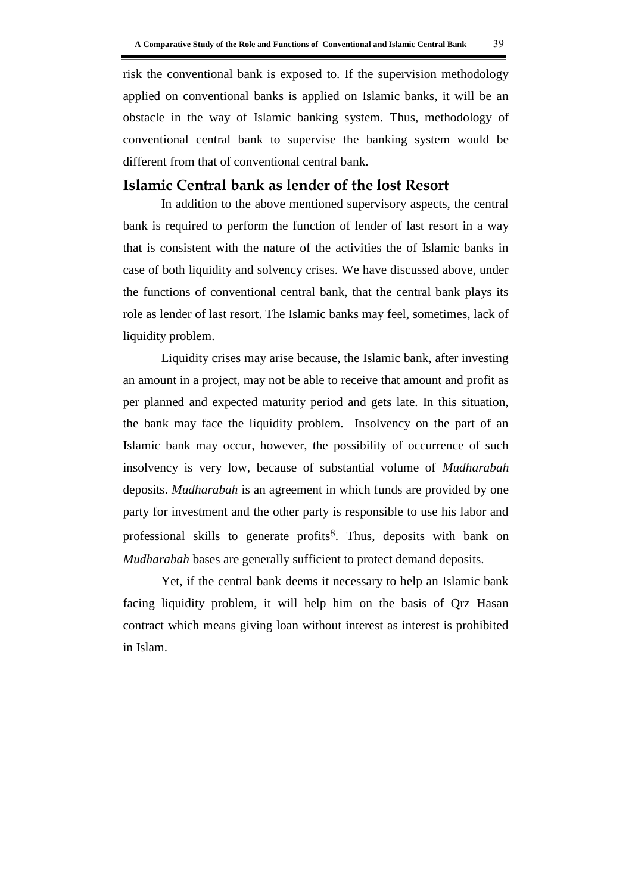risk the conventional bank is exposed to. If the supervision methodology applied on conventional banks is applied on Islamic banks, it will be an obstacle in the way of Islamic banking system. Thus, methodology of conventional central bank to supervise the banking system would be different from that of conventional central bank.

## Islamic Central bank as lender of the lost Resort

In addition to the above mentioned supervisory aspects, the central bank is required to perform the function of lender of last resort in a way that is consistent with the nature of the activities the of Islamic banks in case of both liquidity and solvency crises. We have discussed above, under the functions of conventional central bank, that the central bank plays its role as lender of last resort. The Islamic banks may feel, sometimes, lack of liquidity problem.

Liquidity crises may arise because, the Islamic bank, after investing an amount in a project, may not be able to receive that amount and profit as per planned and expected maturity period and gets late. In this situation, the bank may face the liquidity problem. Insolvency on the part of an Islamic bank may occur, however, the possibility of occurrence of such insolvency is very low, because of substantial volume of *Mudharabah* deposits. *Mudharabah* is an agreement in which funds are provided by one party for investment and the other party is responsible to use his labor and professional skills to generate profits[8]. Thus, deposits with bank on *Mudharabah* bases are generally sufficient to protect demand deposits.

Yet, if the central bank deems it necessary to help an Islamic bank facing liquidity problem, it will help him on the basis of Qrz Hasan contract which means giving loan without interest as interest is prohibited in Islam.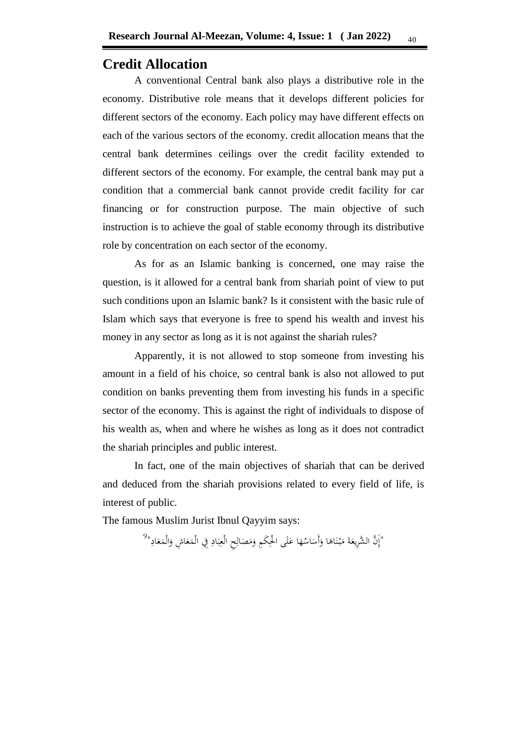## Credit Allocation

A conventional Central bank also plays a distributive role in the economy. Distributive role means that it develops different policies for different sectors of the economy. Each policy may have different effects on each of the various sectors of the economy. credit allocation means that the central bank determines ceilings over the credit facility extended to different sectors of the economy. For example, the central bank may put a condition that a commercial bank cannot provide credit facility for car financing or for construction purpose. The main objective of such instruction is to achieve the goal of stable economy through its distributive role by concentration on each sector of the economy.

As for as an Islamic banking is concerned, one may raise the question, is it allowed for a central bank from shariah point of view to put such conditions upon an Islamic bank? Is it consistent with the basic rule of Islam which says that everyone is free to spend his wealth and invest his money in any sector as long as it is not against the shariah rules?

Apparently, it is not allowed to stop someone from investing his amount in a field of his choice, so central bank is also not allowed to put condition on banks preventing them from investing his funds in a specific sector of the economy. This is against the right of individuals to dispose of his wealth as, when and where he wishes as long as it does not contradict the shariah principles and public interest.

In fact, one of the main objectives of shariah that can be derived and deduced from the shariah provisions related to every field of life, is interest of public.

The famous Muslim Jurist Ibnul Qayyim says:

"إِنَّ الشَّرِيعَةَ مَبْنَاهَا وَأَسَاسُهَا عَلَى الْحِكَمِ وَمَصَالِحِ الْعِبَادِ فِي الْمَعَاشِ وَالْمَعَادِ"[9]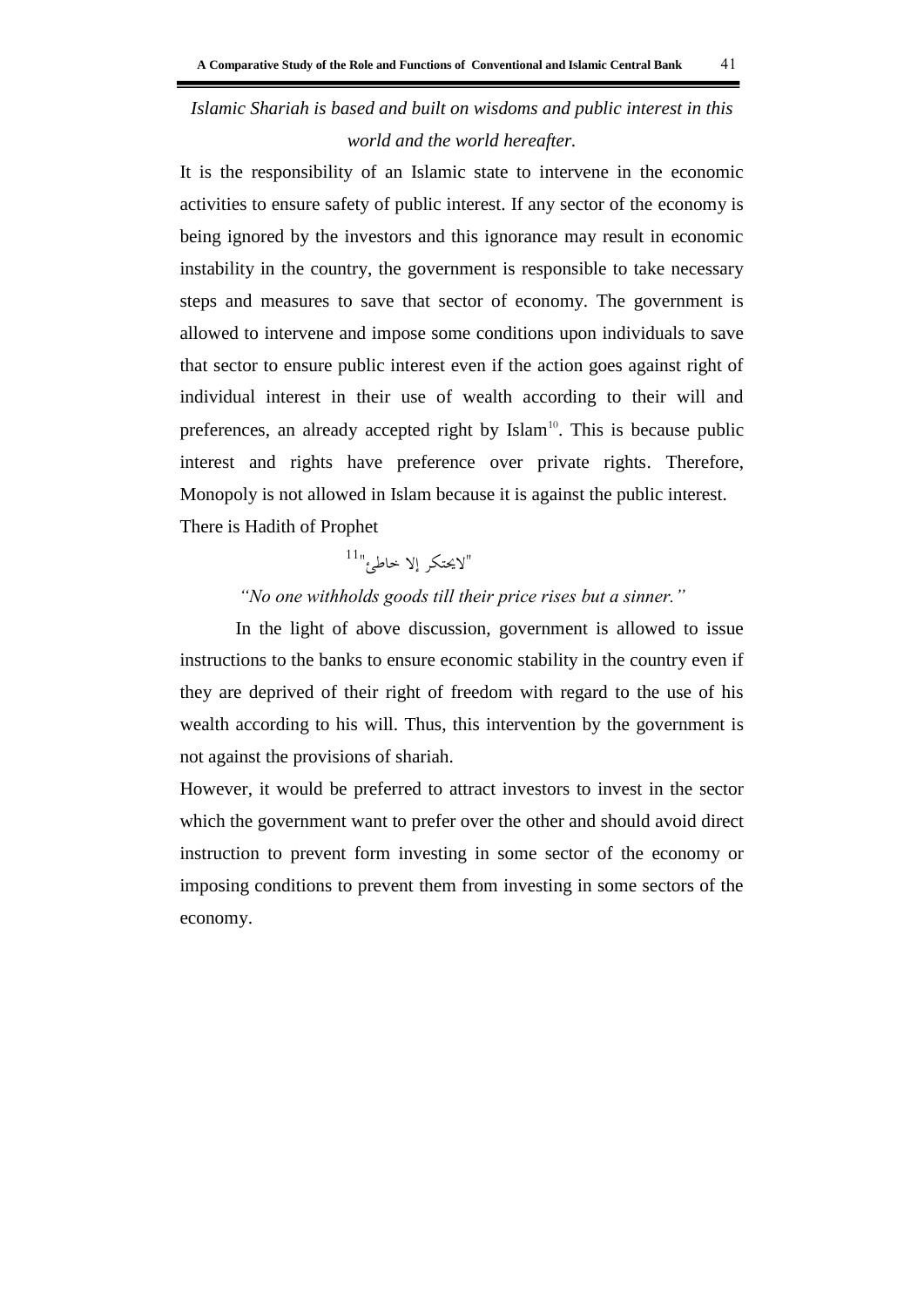*Islamic Shariah is based and built on wisdoms and public interest in this world and the world hereafter.*

It is the responsibility of an Islamic state to intervene in the economic activities to ensure safety of public interest. If any sector of the economy is being ignored by the investors and this ignorance may result in economic instability in the country, the government is responsible to take necessary steps and measures to save that sector of economy. The government is allowed to intervene and impose some conditions upon individuals to save that sector to ensure public interest even if the action goes against right of individual interest in their use of wealth according to their will and preferences, an already accepted right by Islam[10]. This is because public interest and rights have preference over private rights. Therefore, Monopoly is not allowed in Islam because it is against the public interest.

There is Hadith of Prophet

"لايحتكر إلا خاطئ"[11]

*"No one withholds goods till their price rises but a sinner."*

In the light of above discussion, government is allowed to issue instructions to the banks to ensure economic stability in the country even if they are deprived of their right of freedom with regard to the use of his wealth according to his will. Thus, this intervention by the government is not against the provisions of shariah.

However, it would be preferred to attract investors to invest in the sector which the government want to prefer over the other and should avoid direct instruction to prevent form investing in some sector of the economy or imposing conditions to prevent them from investing in some sectors of the economy.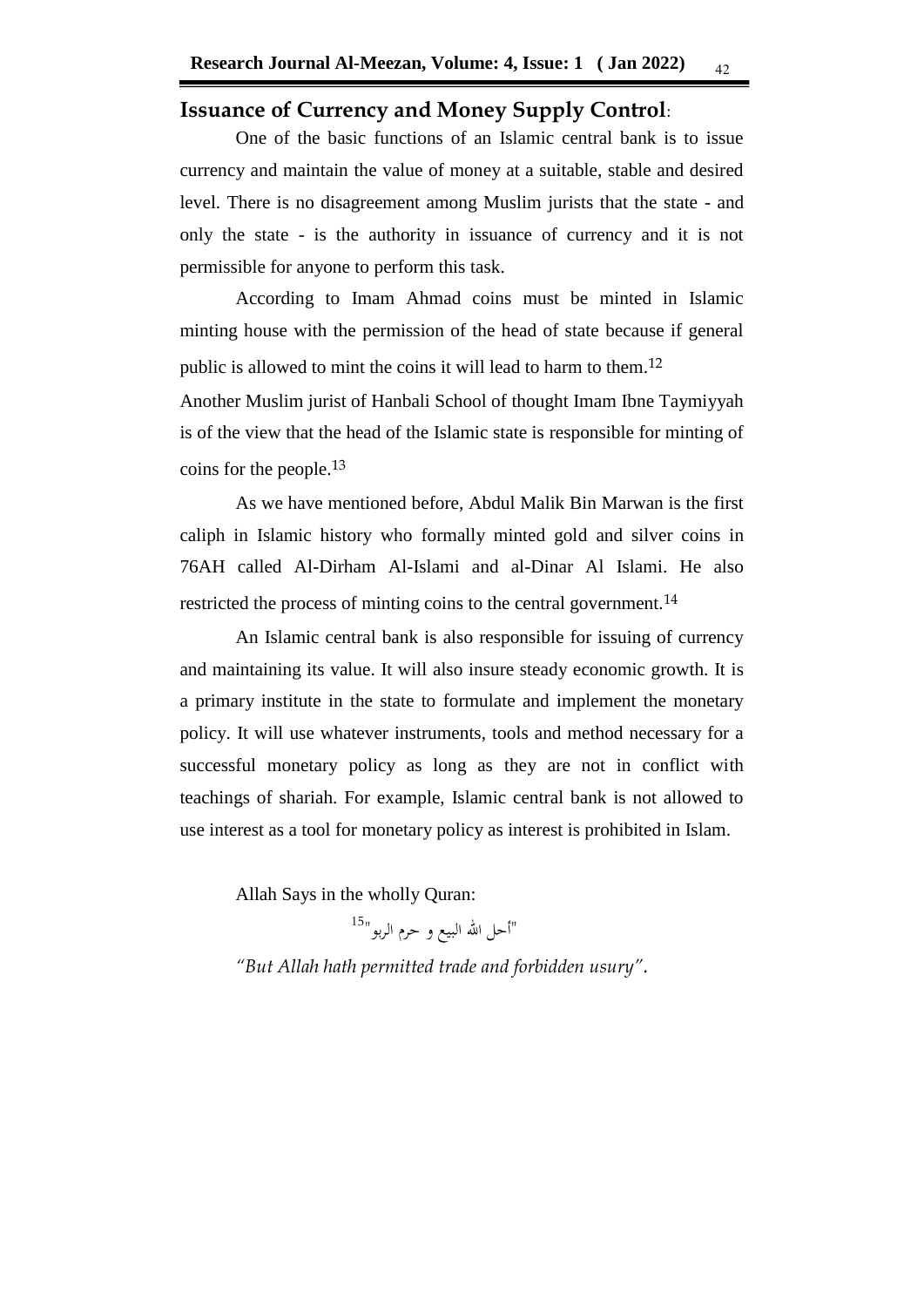## Issuance of Currency and Money Supply Control:

One of the basic functions of an Islamic central bank is to issue currency and maintain the value of money at a suitable, stable and desired level. There is no disagreement among Muslim jurists that the state - and only the state - is the authority in issuance of currency and it is not permissible for anyone to perform this task.

According to Imam Ahmad coins must be minted in Islamic minting house with the permission of the head of state because if general public is allowed to mint the coins it will lead to harm to them.[12]

Another Muslim jurist of Hanbali School of thought Imam Ibne Taymiyyah is of the view that the head of the Islamic state is responsible for minting of coins for the people.[13]

As we have mentioned before, Abdul Malik Bin Marwan is the first caliph in Islamic history who formally minted gold and silver coins in 76AH called Al-Dirham Al-Islami and al-Dinar Al Islami. He also restricted the process of minting coins to the central government.[14]

An Islamic central bank is also responsible for issuing of currency and maintaining its value. It will also insure steady economic growth. It is a primary institute in the state to formulate and implement the monetary policy. It will use whatever instruments, tools and method necessary for a successful monetary policy as long as they are not in conflict with teachings of shariah. For example, Islamic central bank is not allowed to use interest as a tool for monetary policy as interest is prohibited in Islam.

Allah Says in the wholly Quran:

"أحل الله البيع و حرم الربو"[15]

*"But Allah hath permitted trade and forbidden usury".*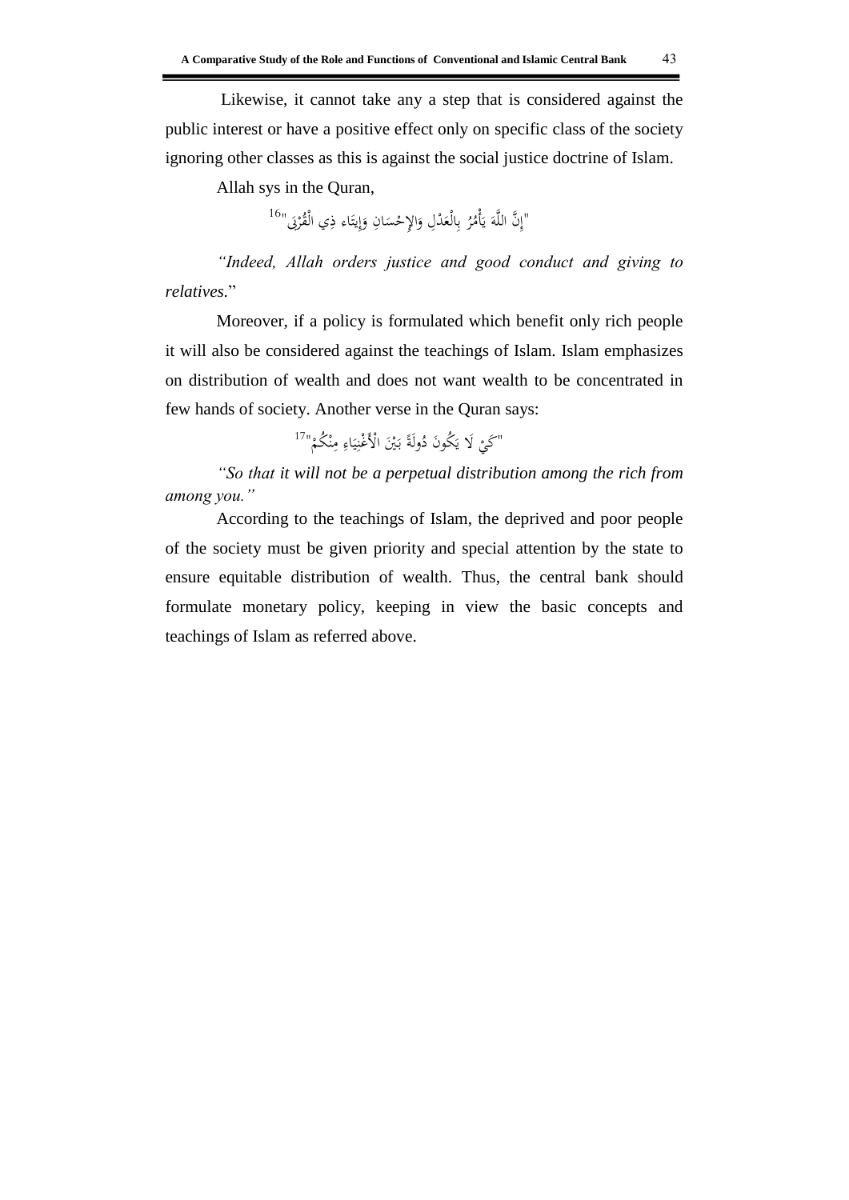Likewise, it cannot take any a step that is considered against the public interest or have a positive effect only on specific class of the society ignoring other classes as this is against the social justice doctrine of Islam.

Allah sys in the Quran,

"إِنَّ اللَّهَ يَأْمُرُ بِالْعَدْلِ وَالإِحْسَانِ وَإِيتَاء ذِي الْقُرْبَى"[16]

*"Indeed, Allah orders justice and good conduct and giving to relatives.*"

Moreover, if a policy is formulated which benefit only rich people it will also be considered against the teachings of Islam. Islam emphasizes on distribution of wealth and does not want wealth to be concentrated in few hands of society. Another verse in the Quran says:

"كَيْ لَا يَكُونَ دُولَةً بَيْنَ الْأَغْنِيَاءِ مِنْكُمْ"[17]

*"So that it will not be a perpetual distribution among the rich from among you."*

According to the teachings of Islam, the deprived and poor people of the society must be given priority and special attention by the state to ensure equitable distribution of wealth. Thus, the central bank should formulate monetary policy, keeping in view the basic concepts and teachings of Islam as referred above.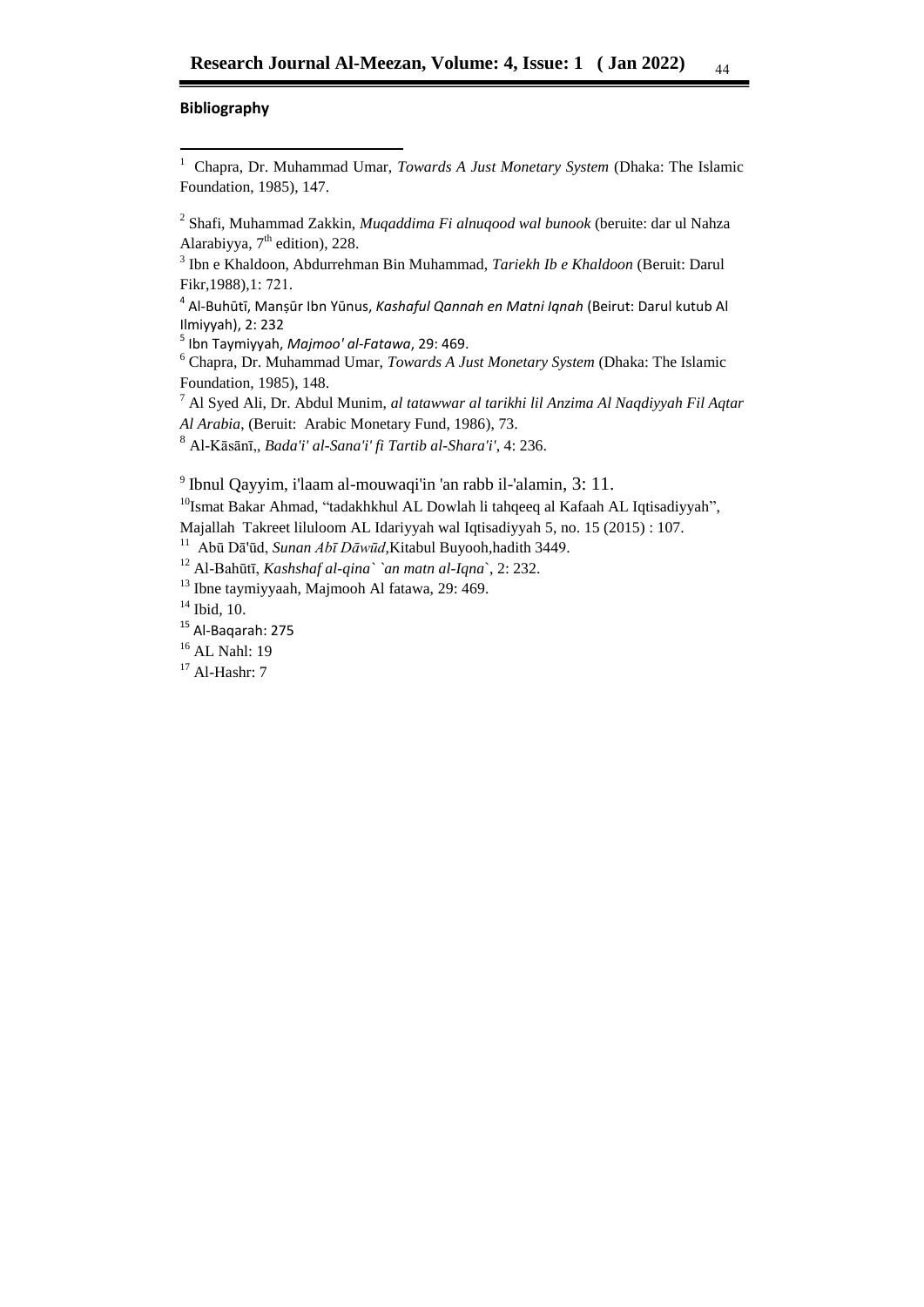**Bibliography**

[1] Chapra, Dr. Muhammad Umar, *Towards A Just Monetary System* (Dhaka: The Islamic Foundation, 1985), 147.

[2] Shafi, Muhammad Zakkin, *Muqaddima Fi alnuqood wal bunook* (beruite: dar ul Nahza Alarabiyya, 7th edition), 228.

[3] Ibn e Khaldoon, Abdurrehman Bin Muhammad, *Tariekh Ib e Khaldoon* (Beruit: Darul Fikr,1988),1: 721.

[4] Al-Buhūtī, Manṣūr Ibn Yūnus, *Kashaful Qannah en Matni Iqnah* (Beirut: Darul kutub Al Ilmiyyah), 2: 232

[5] Ibn Taymiyyah, *Majmoo' al-Fatawa*, 29: 469.

[6] Chapra, Dr. Muhammad Umar, *Towards A Just Monetary System* (Dhaka: The Islamic Foundation, 1985), 148.

[7] Al Syed Ali, Dr. Abdul Munim, *al tatawwar al tarikhi lil Anzima Al Naqdiyyah Fil Aqtar Al Arabia*, (Beruit: Arabic Monetary Fund, 1986), 73.

[8] Al-Kāsānī,, *Bada'i' al-Sana'i' fi Tartib al-Shara'i'*, 4: 236.

[9] Ibnul Qayyim, i'laam al-mouwaqi'in 'an rabb il-'alamin, 3: 11.

[10] Ismat Bakar Ahmad, "tadakhkhul AL Dowlah li tahqeeq al Kafaah AL Iqtisadiyyah", Majallah Takreet liluloom AL Idariyyah wal Iqtisadiyyah 5, no. 15 (2015) : 107.

[11] Abū Dā'ūd, *Sunan Abī Dāwūd*,Kitabul Buyooh,hadith 3449.

[12] Al-Bahūtī, *Kashshaf al-qina` `an matn al-Iqna`*, 2: 232.

[13] Ibne taymiyyaah, Majmooh Al fatawa, 29: 469.

[14] Ibid, 10.

[15] Al-Baqarah: 275

[16] AL Nahl: 19

[17] Al-Hashr: 7